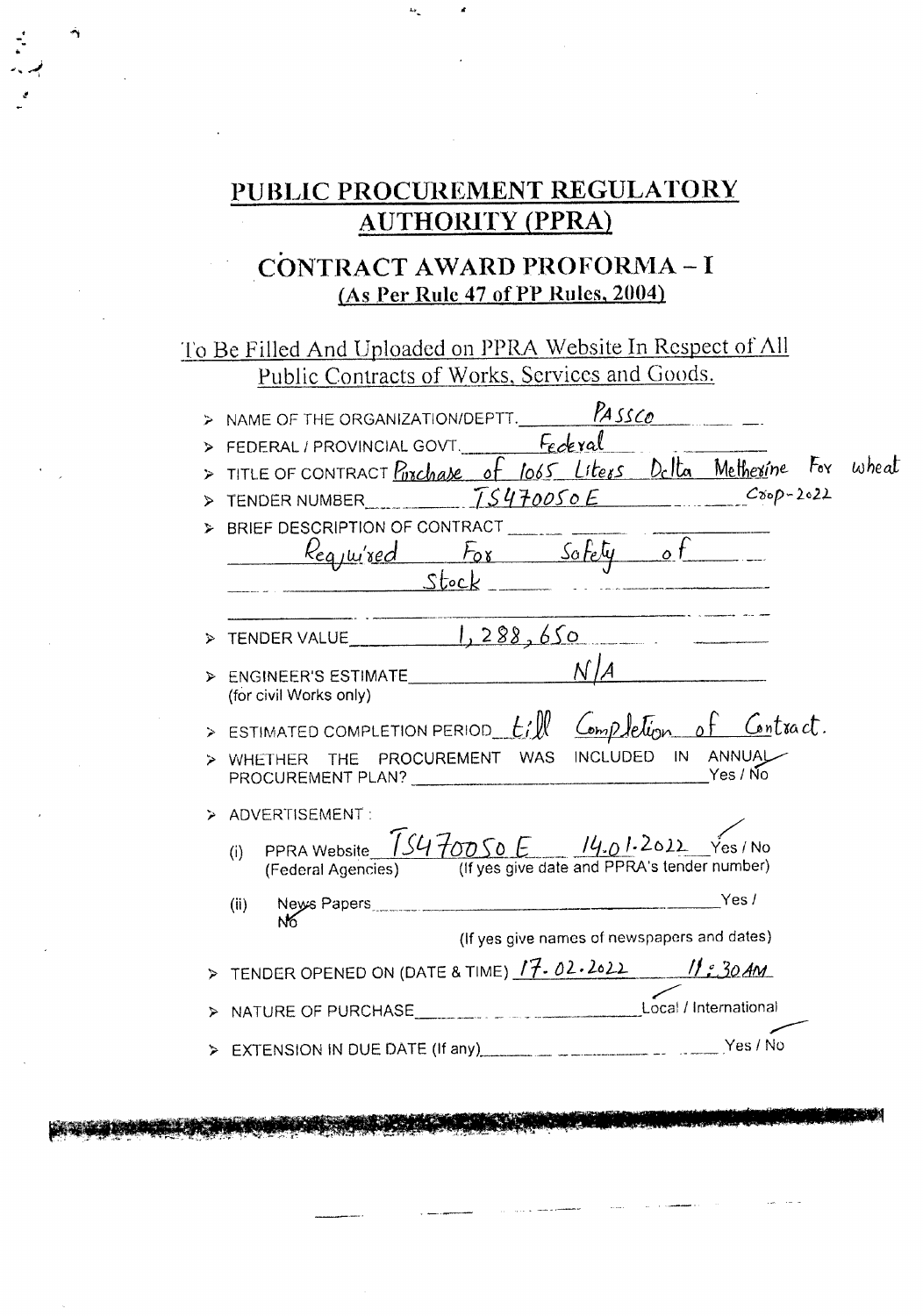# PUBLIC PROCUREMENT REGULATORY AUTHORITY (PPRA)

## CONTRACT AWARD PROFORMA – I

**(As Per Rule 47 of PP Rules, 2004)**

To Be Filled And Uploaded on PPRA Website In Respect of All Public Contracts of Works, Services and Goods.

- NAME OF THE ORGANIZATION/DEPTT. PASSCO
- FEDERAL / PROVINCIAL GOVT. Federal
- TITLE OF CONTRACT Purchase of 1065 Liters Delta Methrine For wheat Crop-2022
- TENDER NUMBER TS470050E
- BRIEF DESCRIPTION OF CONTRACT Required For Safety of Stock
- TENDER VALUE 1,288,650
- ENGINEER'S ESTIMATE N/A (for civil Works only)
- ESTIMATED COMPLETION PERIOD till Completion of Contract.
- WHETHER THE PROCUREMENT WAS INCLUDED IN ANNUAL PROCUREMENT PLAN? Yes / No
- ADVERTISEMENT :
  - (i) PPRA Website TS470050E 14.01.2022 Yes / No (Federal Agencies) (If yes give date and PPRA's tender number)
  - (ii) News Papers Yes / No (If yes give names of newspapers and dates)
- TENDER OPENED ON (DATE & TIME) 17.02.2022 11:30AM
- NATURE OF PURCHASE Local / International
- EXTENSION IN DUE DATE (If any) Yes / No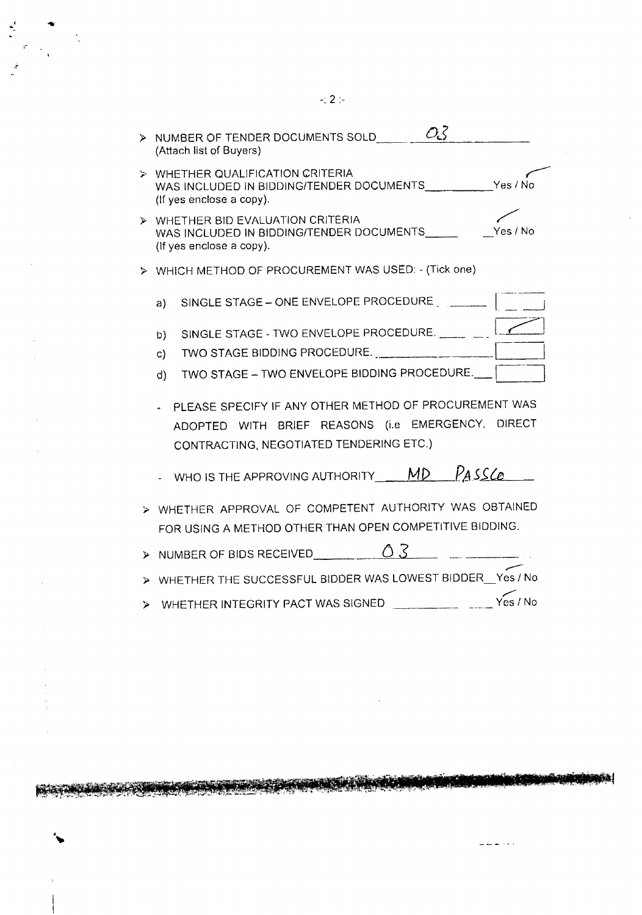- NUMBER OF TENDER DOCUMENTS SOLD ___03___
  (Attach list of Buyers)

- WHETHER QUALIFICATION CRITERIA WAS INCLUDED IN BIDDING/TENDER DOCUMENTS ______ Yes ✓ / No
  (If yes enclose a copy).

- WHETHER BID EVALUATION CRITERIA WAS INCLUDED IN BIDDING/TENDER DOCUMENTS ______ Yes ✓ / No
  (If yes enclose a copy).

- WHICH METHOD OF PROCUREMENT WAS USED: - (Tick one)

  a) SINGLE STAGE – ONE ENVELOPE PROCEDURE ______ [ ]
  
  b) SINGLE STAGE - TWO ENVELOPE PROCEDURE ______ [✓]
  
  c) TWO STAGE BIDDING PROCEDURE ______ [ ]
  
  d) TWO STAGE – TWO ENVELOPE BIDDING PROCEDURE ______ [ ]

  - PLEASE SPECIFY IF ANY OTHER METHOD OF PROCUREMENT WAS ADOPTED WITH BRIEF REASONS (i.e EMERGENCY, DIRECT CONTRACTING, NEGOTIATED TENDERING ETC.)

  - WHO IS THE APPROVING AUTHORITY ___MD PASSCo___

- WHETHER APPROVAL OF COMPETENT AUTHORITY WAS OBTAINED FOR USING A METHOD OTHER THAN OPEN COMPETITIVE BIDDING.

- NUMBER OF BIDS RECEIVED ___03___

- WHETHER THE SUCCESSFUL BIDDER WAS LOWEST BIDDER ___ Yes ✓ / No

- WHETHER INTEGRITY PACT WAS SIGNED ______ Yes ✓ / No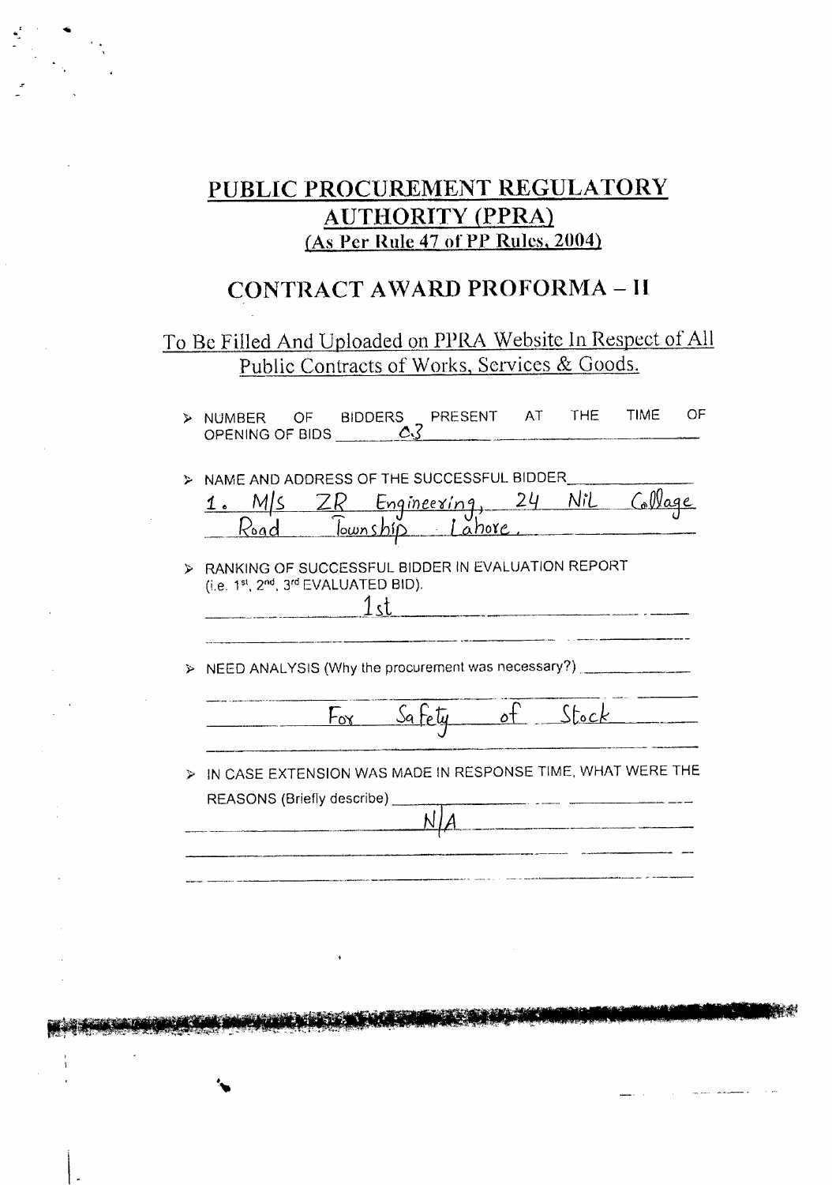# PUBLIC PROCUREMENT REGULATORY AUTHORITY (PPRA)

(As Per Rule 47 of PP Rules, 2004)

## CONTRACT AWARD PROFORMA – II

To Be Filled And Uploaded on PPRA Website In Respect of All Public Contracts of Works, Services & Goods.

- NUMBER OF BIDDERS PRESENT AT THE TIME OF OPENING OF BIDS 03

- NAME AND ADDRESS OF THE SUCCESSFUL BIDDER
  1. M/S ZR Engineering, 24 NiL Collage Road Township Lahore.

- RANKING OF SUCCESSFUL BIDDER IN EVALUATION REPORT (i.e. 1st, 2nd, 3rd EVALUATED BID).
  1st

- NEED ANALYSIS (Why the procurement was necessary?)
  For Safety of Stock

- IN CASE EXTENSION WAS MADE IN RESPONSE TIME, WHAT WERE THE REASONS (Briefly describe)
  N/A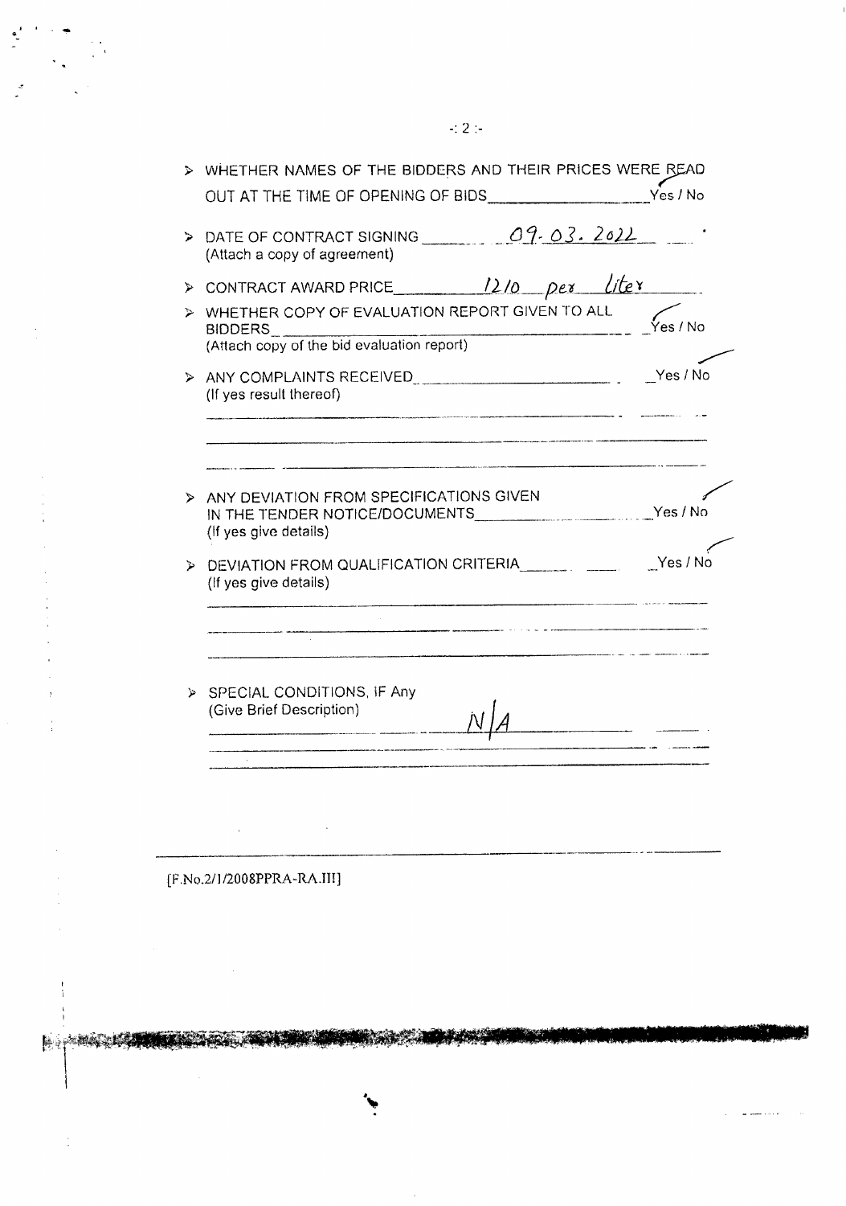- WHETHER NAMES OF THE BIDDERS AND THEIR PRICES WERE READ OUT AT THE TIME OF OPENING OF BIDS __________ Yes / No

- DATE OF CONTRACT SIGNING ____ 09. 03. 2022 ____
(Attach a copy of agreement)

- CONTRACT AWARD PRICE ____ 1210 per liter ____

- WHETHER COPY OF EVALUATION REPORT GIVEN TO ALL BIDDERS __________ Yes / No
(Attach copy of the bid evaluation report)

- ANY COMPLAINTS RECEIVED __________ Yes / No
(If yes result thereof)

- ANY DEVIATION FROM SPECIFICATIONS GIVEN IN THE TENDER NOTICE/DOCUMENTS __________ Yes / No
(If yes give details)

- DEVIATION FROM QUALIFICATION CRITERIA __________ Yes / No
(If yes give details)

- SPECIAL CONDITIONS, IF Any
(Give Brief Description)
N/A

[F.No.2/1/2008PPRA-RA.III]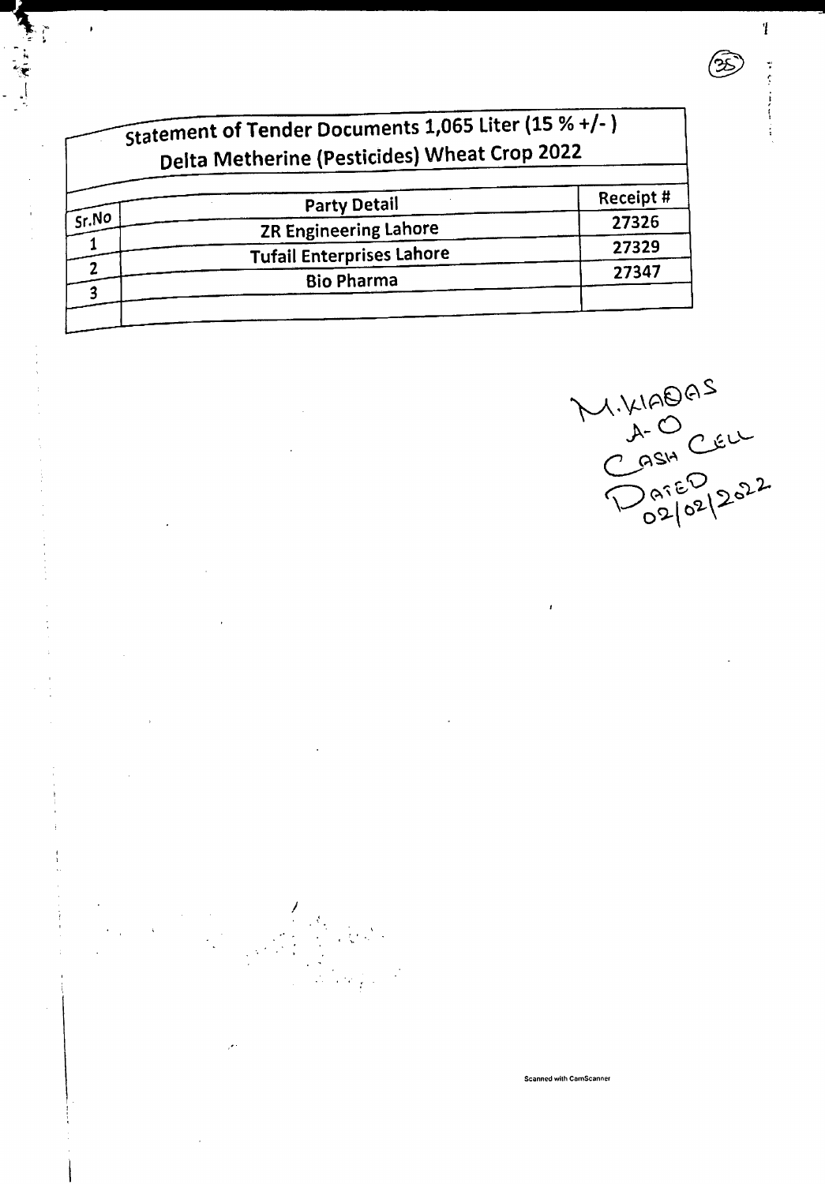| Statement of Tender Documents 1,065 Liter (15 % +/- ) Delta Metherine (Pesticides) Wheat Crop 2022 | | |
|---|---|---|
| Sr.No | Party Detail | Receipt # |
| 1 | ZR Engineering Lahore | 27326 |
| 2 | Tufail Enterprises Lahore | 27329 |
| 3 | Bio Pharma | 27347 |
| | | |

M.KIADAS
A-O
CASH CELL
DATED
02/02/2022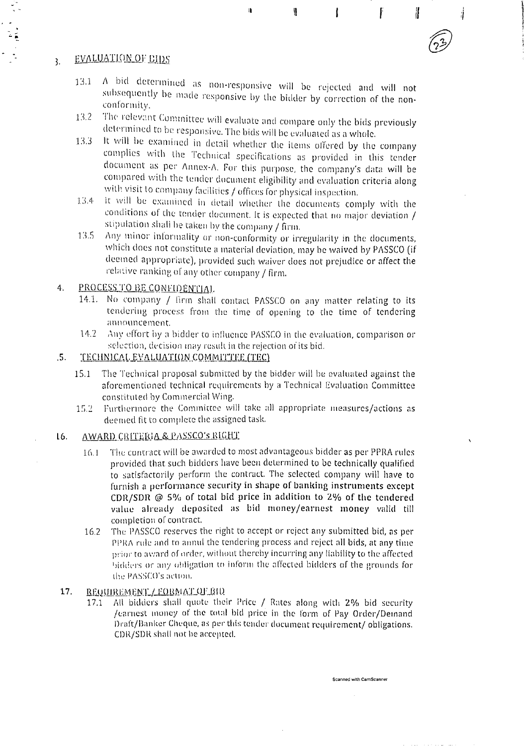## 3. EVALUATION OF BIDS

13.1 A bid determined as non-responsive will be rejected and will not subsequently be made responsive by the bidder by correction of the non-conformity.

13.2 The relevant Committee will evaluate and compare only the bids previously determined to be responsive. The bids will be evaluated as a whole.

13.3 It will be examined in detail whether the items offered by the company complies with the Technical specifications as provided in this tender document as per Annex-A. For this purpose, the company's data will be compared with the tender document eligibility and evaluation criteria along with visit to company facilities / offices for physical inspection.

13.4 It will be examined in detail whether the documents comply with the conditions of the tender document. It is expected that no major deviation / stipulation shall be taken by the company / firm.

13.5 Any minor informality or non-conformity or irregularity in the documents, which does not constitute a material deviation, may be waived by PASSCO (if deemed appropriate), provided such waiver does not prejudice or affect the relative ranking of any other company / firm.

## 4. PROCESS TO BE CONFIDENTIAL

14.1. No company / firm shall contact PASSCO on any matter relating to its tendering process from the time of opening to the time of tendering announcement.

14.2 Any effort by a bidder to influence PASSCO in the evaluation, comparison or selection, decision may result in the rejection of its bid.

## .5. TECHNICAL EVALUATION COMMITTEE (TEC)

15.1 The Technical proposal submitted by the bidder will be evaluated against the aforementioned technical requirements by a Technical Evaluation Committee constituted by Commercial Wing.

15.2 Furthermore the Committee will take all appropriate measures/actions as deemed fit to complete the assigned task.

## 16. AWARD CRITERIA & PASSCO's RIGHT

16.1 The contract will be awarded to most advantageous bidder as per PPRA rules provided that such bidders have been determined to be technically qualified to satisfactorily perform the contract. The selected company will have to furnish a **performance security in shape of banking instruments except CDR/SDR @ 5% of total bid price in addition to 2% of the tendered value already deposited as bid money/earnest money** valid till completion of contract.

16.2 The PASSCO reserves the right to accept or reject any submitted bid, as per PPRA rule and to annul the tendering process and reject all bids, at any time prior to award of order, without thereby incurring any liability to the affected bidders or any obligation to inform the affected bidders of the grounds for the PASSCO's action.

## 17. REQUIREMENT / FORMAT OF BID

17.1 All bidders shall quote their Price / Rates along with 2% bid security /earnest money of the total bid price in the form of Pay Order/Demand Draft/Banker Cheque, as per this tender document requirement/ obligations. CDR/SDR shall not be accepted.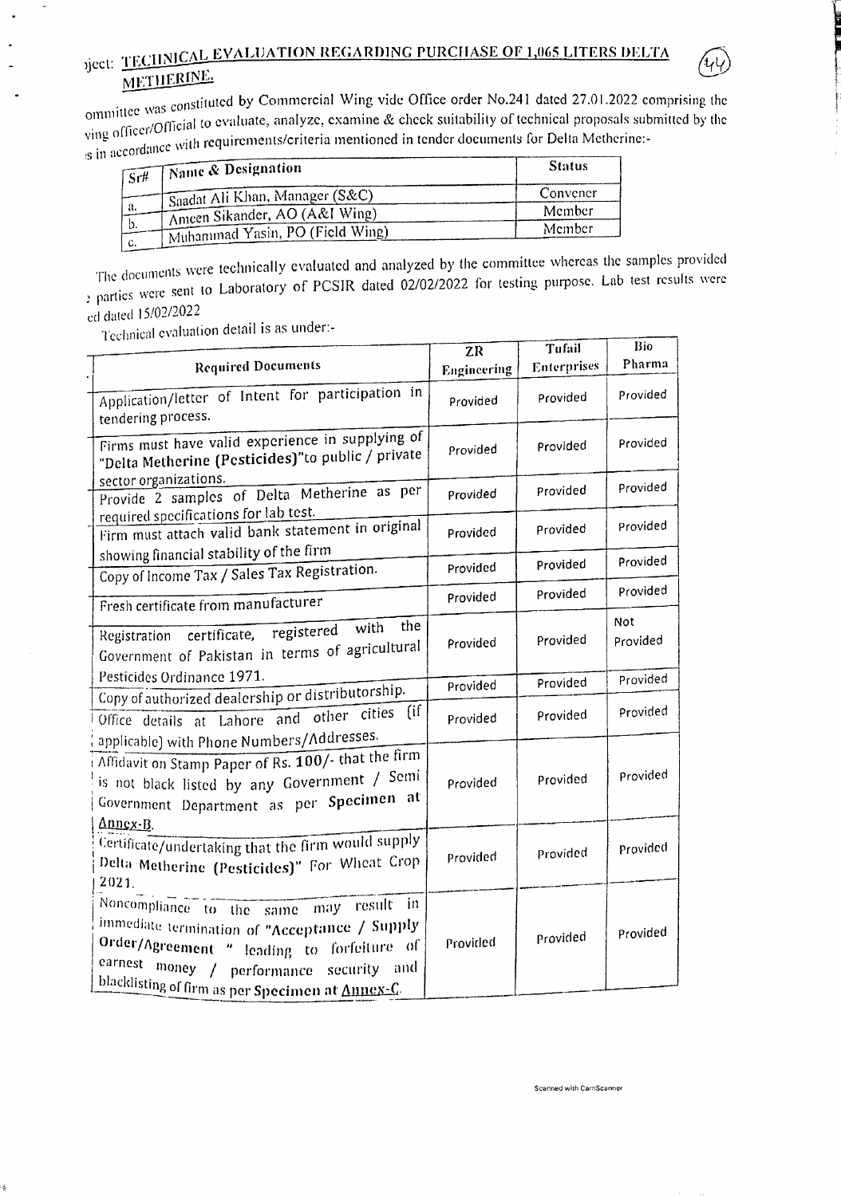## ...ject: TECHNICAL EVALUATION REGARDING PURCHASE OF 1,065 LITERS DELTA METHERINE.

(44)

...ommittee was constituted by Commercial Wing vide Office order No.241 dated 27.01.2022 comprising the ...ving officer/Official to evaluate, analyze, examine & check suitability of technical proposals submitted by the ...s in accordance with requirements/criteria mentioned in tender documents for Delta Metherine:-

| Sr# | Name & Designation | Status |
|---|---|---|
| a. | Saadat Ali Khan, Manager (S&C) | Convener |
| b. | Ameen Sikander, AO (A&I Wing) | Member |
| c. | Muhammad Yasin, PO (Field Wing) | Member |

The documents were technically evaluated and analyzed by the committee whereas the samples provided ...e parties were sent to Laboratory of PCSIR dated 02/02/2022 for testing purpose. Lab test results were ...ed dated 15/02/2022

Technical evaluation detail is as under:-

| Required Documents | ZR Engineering | Tufail Enterprises | Bio Pharma |
|---|---|---|---|
| Application/letter of Intent for participation in tendering process. | Provided | Provided | Provided |
| Firms must have valid experience in supplying of "Delta Metherine (Pesticides)"to public / private sector organizations. | Provided | Provided | Provided |
| Provide 2 samples of Delta Metherine as per required specifications for lab test. | Provided | Provided | Provided |
| Firm must attach valid bank statement in original showing financial stability of the firm | Provided | Provided | Provided |
| Copy of Income Tax / Sales Tax Registration. | Provided | Provided | Provided |
| Fresh certificate from manufacturer | Provided | Provided | Provided |
| Registration certificate, registered with the Government of Pakistan in terms of agricultural Pesticides Ordinance 1971. | Provided | Provided | Not Provided |
| Copy of authorized dealership or distributorship. | Provided | Provided | Provided |
| Office details at Lahore and other cities (if applicable) with Phone Numbers/Addresses. | Provided | Provided | Provided |
| Affidavit on Stamp Paper of Rs. 100/- that the firm is not black listed by any Government / Semi Government Department as per **Specimen at Annex-B.** | Provided | Provided | Provided |
| Certificate/undertaking that the firm would supply Delta Metherine (Pesticides)" For Wheat Crop 2021. | Provided | Provided | Provided |
| Noncompliance to the same may result in immediate termination of "Acceptance / Supply Order/Agreement " leading to forfeiture of earnest money / performance security and blacklisting of firm as per **Specimen at Annex-C.** | Provided | Provided | Provided |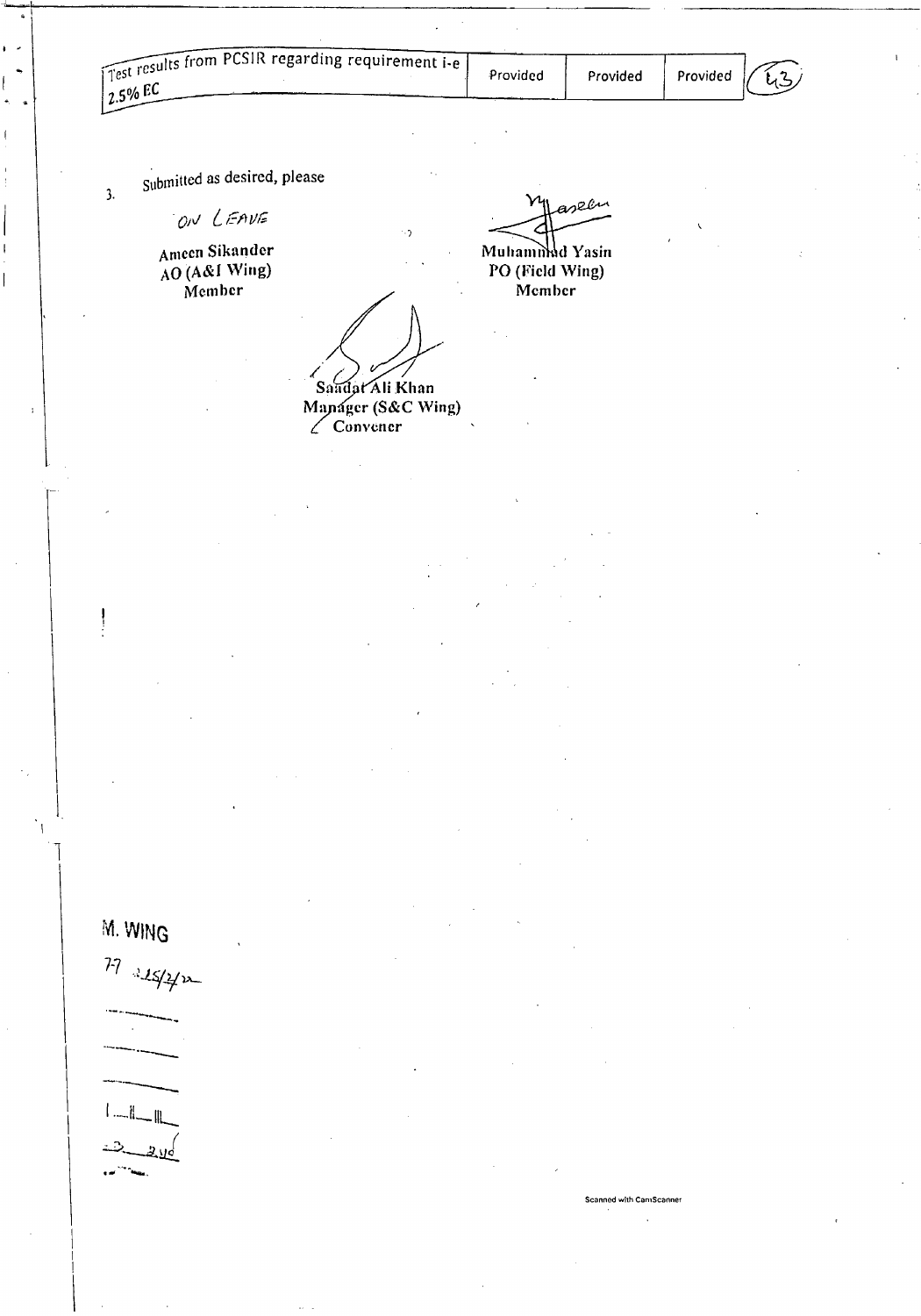| Test results from PCSIR regarding requirement i-e 2.5% EC | Provided | Provided | Provided |
|---|---|---|---|

3. Submitted as desired, please

ON LEAVE

Ameen Sikander
AO (A&I Wing)
Member

Muhammad Yasin
PO (Field Wing)
Member

Saadat Ali Khan
Manager (S&C Wing)
Convener

M. WING

77 15/2/22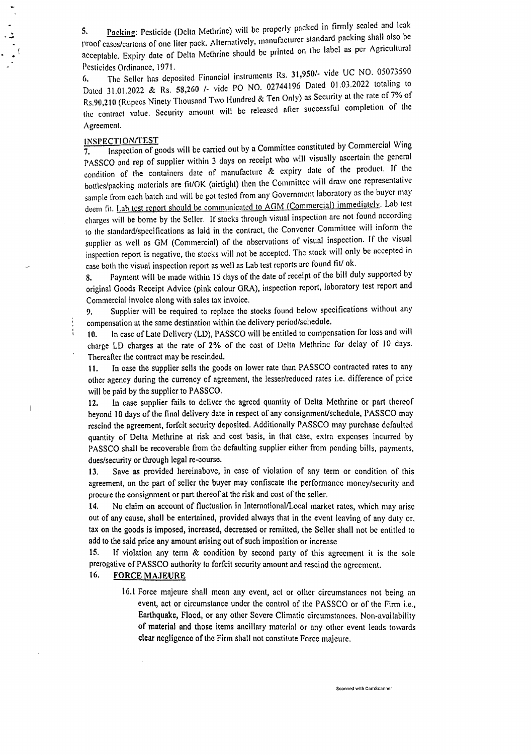5. <u>Packing</u>: Pesticide (Delta Methrine) will be properly packed in firmly sealed and leak proof cases/cartons of one liter pack. Alternatively, manufacturer standard packing shall also be acceptable. Expiry date of Delta Methrine should be printed on the label as per Agricultural Pesticides Ordinance, 1971.

6. The Seller has deposited Financial instruments Rs. **31,950/-** vide UC NO. 05073590 Dated 31.01.2022 & Rs. **58,260** /- vide PO NO. 02744196 Dated 01.03.2022 totaling to **Rs.90,210** (Rupees Ninety Thousand Two Hundred & Ten Only) as Security at the rate of 7% of the contract value. Security amount will be released after successful completion of the Agreement.

## INSPECTION/TEST

7. Inspection of goods will be carried out by a Committee constituted by Commercial Wing PASSCO and rep of supplier within 3 days on receipt who will visually ascertain the general condition of the containers date of manufacture & expiry date of the product. If the bottles/packing materials are fit/OK (airtight) then the Committee will draw one representative sample from each batch and will be got tested from any Government laboratory as the buyer may deem fit. <u>Lab test report should be communicated to AGM (Commercial) immediately</u>. Lab test charges will be borne by the Seller. If stocks through visual inspection are not found according to the standard/specifications as laid in the contract, the Convener Committee will inform the supplier as well as GM (Commercial) of the observations of visual inspection. If the visual inspection report is negative, the stocks will not be accepted. The stock will only be accepted in case both the visual inspection report as well as Lab test reports are found fit/ ok.

8. Payment will be made within 15 days of the date of receipt of the bill duly supported by original Goods Receipt Advice (pink colour GRA), inspection report, laboratory test report and Commercial invoice along with sales tax invoice.

9. Supplier will be required to replace the stocks found below specifications without any compensation at the same destination within the delivery period/schedule.

10. In case of Late Delivery (LD), PASSCO will be entitled to compensation for loss and will charge LD charges at the rate of 2% of the cost of Delta Methrine for delay of 10 days. Thereafter the contract may be rescinded.

11. In case the supplier sells the goods on lower rate than PASSCO contracted rates to any other agency during the currency of agreement, the lesser/reduced rates i.e. difference of price will be paid by the supplier to PASSCO.

12. In case supplier fails to deliver the agreed quantity of Delta Methrine or part thereof beyond 10 days of the final delivery date in respect of any consignment/schedule, PASSCO may rescind the agreement, forfeit security deposited. Additionally PASSCO may purchase defaulted quantity of Delta Methrine at risk and cost basis, in that case, extra expenses incurred by PASSCO shall be recoverable from the defaulting supplier either from pending bills, payments, dues/security or through legal re-course.

13. Save as provided hereinabove, in case of violation of any term or condition of this agreement, on the part of seller the buyer may confiscate the performance money/security and procure the consignment or part thereof at the risk and cost of the seller.

14. No claim on account of fluctuation in International/Local market rates, which may arise out of any cause, shall be entertained, provided always that in the event leaving of any duty or, tax on the goods is imposed, increased, decreased or remitted, the Seller shall not be entitled to add to the said price any amount arising out of such imposition or increase

15. If violation any term & condition by second party of this agreement it is the sole prerogative of PASSCO authority to forfeit security amount and rescind the agreement.

16. **<u>FORCE MAJEURE</u>**

16.1 Force majeure shall mean any event, act or other circumstances not being an event, act or circumstance under the control of the PASSCO or of the Firm i.e., Earthquake, Flood, or any other Severe Climatic circumstances. Non-availability of material and those items ancillary material or any other event leads towards clear negligence of the Firm shall not constitute Force majeure.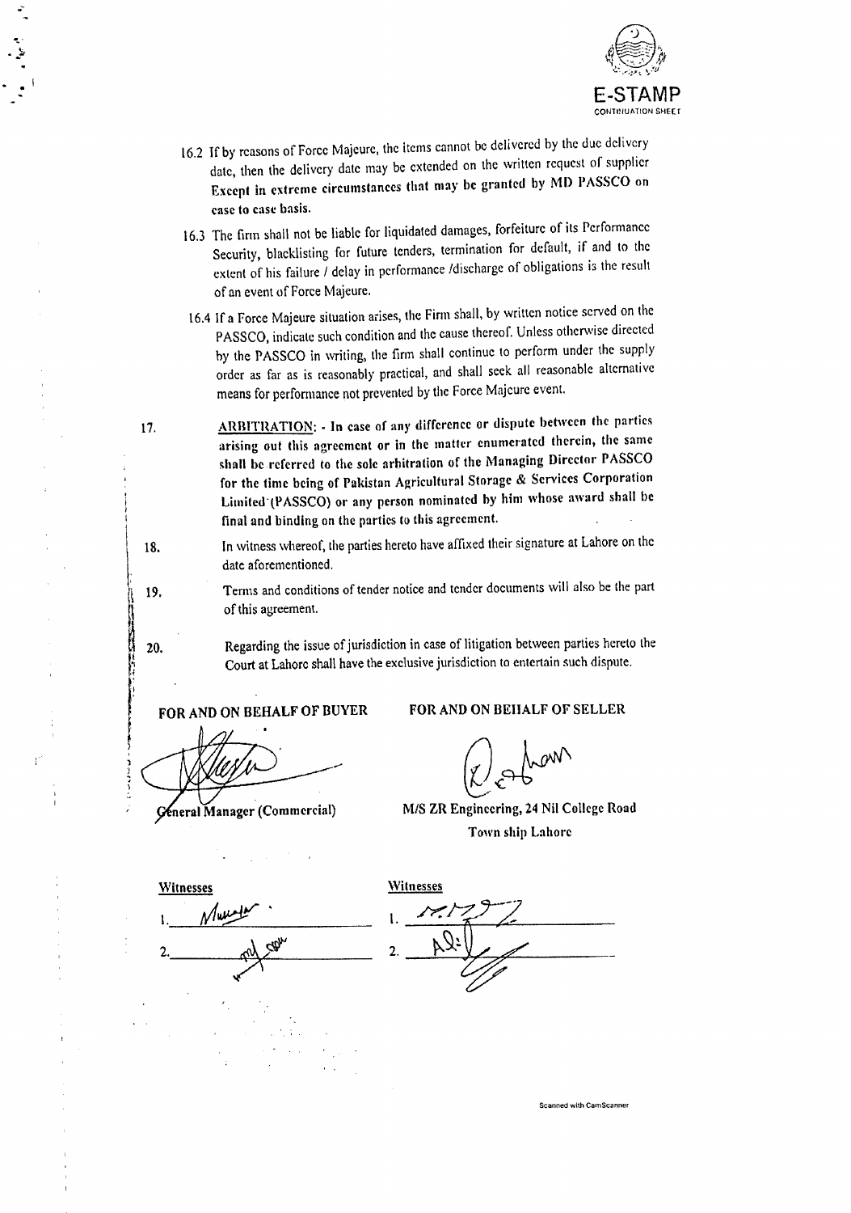E-STAMP
CONTINUATION SHEET

16.2 If by reasons of Force Majeure, the items cannot be delivered by the due delivery date, then the delivery date may be extended on the written request of supplier **Except in extreme circumstances that may be granted by MD PASSCO on case to case basis.**

16.3 The firm shall not be liable for liquidated damages, forfeiture of its Performance Security, blacklisting for future tenders, termination for default, if and to the extent of his failure / delay in performance /discharge of obligations is the result of an event of Force Majeure.

16.4 If a Force Majeure situation arises, the Firm shall, by written notice served on the PASSCO, indicate such condition and the cause thereof. Unless otherwise directed by the PASSCO in writing, the firm shall continue to perform under the supply order as far as is reasonably practical, and shall seek all reasonable alternative means for performance not prevented by the Force Majeure event.

17. **<u>ARBITRATION</u>: - In case of any difference or dispute between the parties arising out this agreement or in the matter enumerated therein, the same shall be referred to the sole arbitration of the Managing Director PASSCO for the time being of Pakistan Agricultural Storage & Services Corporation Limited (PASSCO) or any person nominated by him whose award shall be final and binding on the parties to this agreement.**

18. In witness whereof, the parties hereto have affixed their signature at Lahore on the date aforementioned.

19. Terms and conditions of tender notice and tender documents will also be the part of this agreement.

20. Regarding the issue of jurisdiction in case of litigation between parties hereto the Court at Lahore shall have the exclusive jurisdiction to entertain such dispute.

| **FOR AND ON BEHALF OF BUYER** | **FOR AND ON BEHALF OF SELLER** |
|---|---|
| *(signature)* | *(signature)* |
| **General Manager (Commercial)** | **M/S ZR Engineering, 24 Nil College Road Town ship Lahore** |

| <u>Witnesses</u> | <u>Witnesses</u> |
|---|---|
| 1. *(signature)* | 1. *(signature)* |
| 2. *(signature)* | 2. *(signature)* |

Scanned with CamScanner